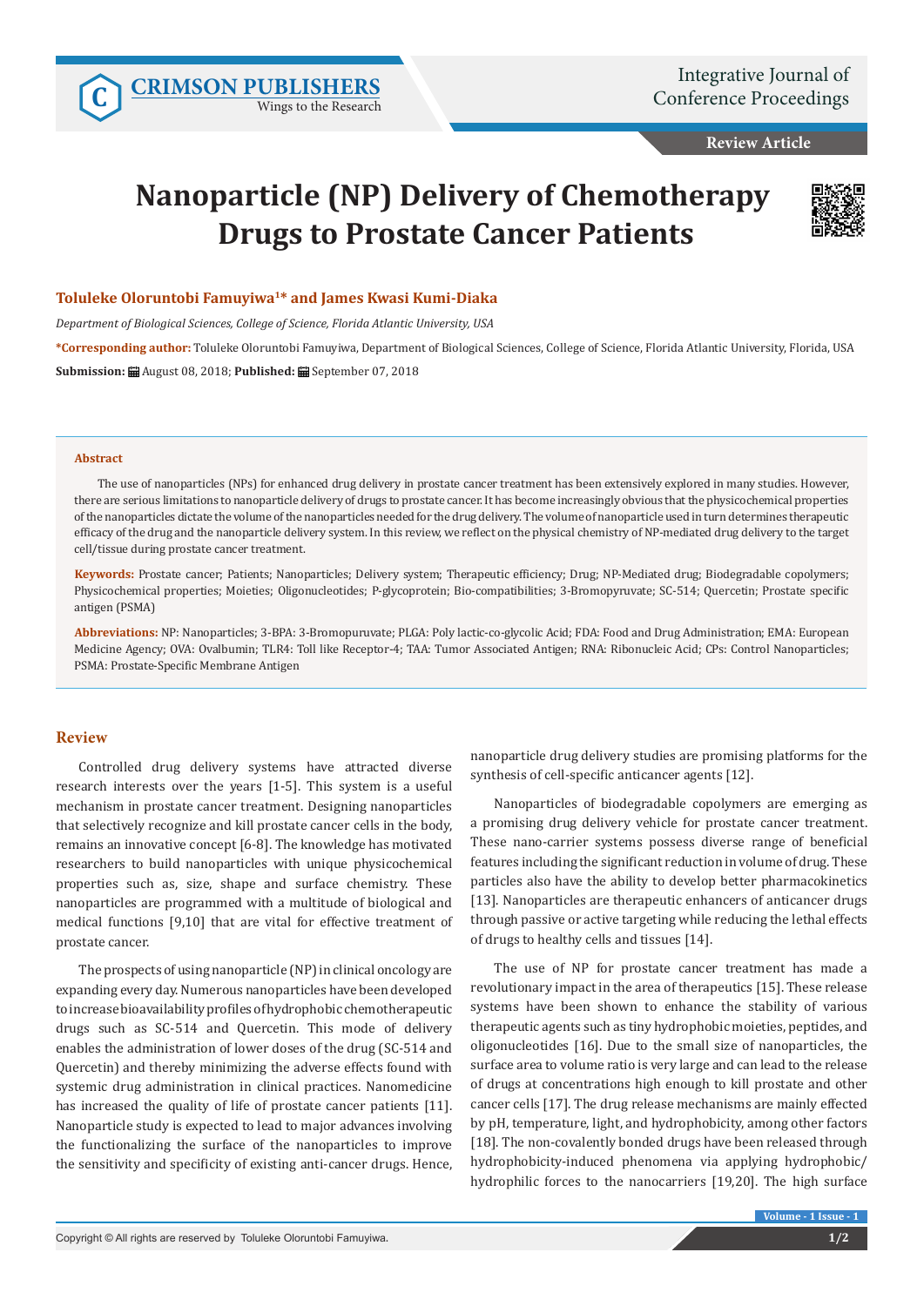Review Article

# Nanoparticle (NP) Delivery of Chemotherapy Drugs to Prostate Cancer Patients

**Toluleke Oloruntobi Famuyiwa[1]* and James Kwasi Kumi-Diaka**

*Department of Biological Sciences, College of Science, Florida Atlantic University, USA*

***Corresponding author:** Toluleke Oloruntobi Famuyiwa, Department of Biological Sciences, College of Science, Florida Atlantic University, Florida, USA

**Submission:** August 08, 2018; **Published:** September 07, 2018

## Abstract

The use of nanoparticles (NPs) for enhanced drug delivery in prostate cancer treatment has been extensively explored in many studies. However, there are serious limitations to nanoparticle delivery of drugs to prostate cancer. It has become increasingly obvious that the physicochemical properties of the nanoparticles dictate the volume of the nanoparticles needed for the drug delivery. The volume of nanoparticle used in turn determines therapeutic efficacy of the drug and the nanoparticle delivery system. In this review, we reflect on the physical chemistry of NP-mediated drug delivery to the target cell/tissue during prostate cancer treatment.

**Keywords:** Prostate cancer; Patients; Nanoparticles; Delivery system; Therapeutic efficiency; Drug; NP-Mediated drug; Biodegradable copolymers; Physicochemical properties; Moieties; Oligonucleotides; P-glycoprotein; Bio-compatibilities; 3-Bromopyruvate; SC-514; Quercetin; Prostate specific antigen (PSMA)

**Abbreviations:** NP: Nanoparticles; 3-BPA: 3-Bromopuruvate; PLGA: Poly lactic-co-glycolic Acid; FDA: Food and Drug Administration; EMA: European Medicine Agency; OVA: Ovalbumin; TLR4: Toll like Receptor-4; TAA: Tumor Associated Antigen; RNA: Ribonucleic Acid; CPs: Control Nanoparticles; PSMA: Prostate-Specific Membrane Antigen

## Review

Controlled drug delivery systems have attracted diverse research interests over the years [1-5]. This system is a useful mechanism in prostate cancer treatment. Designing nanoparticles that selectively recognize and kill prostate cancer cells in the body, remains an innovative concept [6-8]. The knowledge has motivated researchers to build nanoparticles with unique physicochemical properties such as, size, shape and surface chemistry. These nanoparticles are programmed with a multitude of biological and medical functions [9,10] that are vital for effective treatment of prostate cancer.

The prospects of using nanoparticle (NP) in clinical oncology are expanding every day. Numerous nanoparticles have been developed to increase bioavailability profiles of hydrophobic chemotherapeutic drugs such as SC-514 and Quercetin. This mode of delivery enables the administration of lower doses of the drug (SC-514 and Quercetin) and thereby minimizing the adverse effects found with systemic drug administration in clinical practices. Nanomedicine has increased the quality of life of prostate cancer patients [11]. Nanoparticle study is expected to lead to major advances involving the functionalizing the surface of the nanoparticles to improve the sensitivity and specificity of existing anti-cancer drugs. Hence, nanoparticle drug delivery studies are promising platforms for the synthesis of cell-specific anticancer agents [12].

Nanoparticles of biodegradable copolymers are emerging as a promising drug delivery vehicle for prostate cancer treatment. These nano-carrier systems possess diverse range of beneficial features including the significant reduction in volume of drug. These particles also have the ability to develop better pharmacokinetics [13]. Nanoparticles are therapeutic enhancers of anticancer drugs through passive or active targeting while reducing the lethal effects of drugs to healthy cells and tissues [14].

The use of NP for prostate cancer treatment has made a revolutionary impact in the area of therapeutics [15]. These release systems have been shown to enhance the stability of various therapeutic agents such as tiny hydrophobic moieties, peptides, and oligonucleotides [16]. Due to the small size of nanoparticles, the surface area to volume ratio is very large and can lead to the release of drugs at concentrations high enough to kill prostate and other cancer cells [17]. The drug release mechanisms are mainly effected by pH, temperature, light, and hydrophobicity, among other factors [18]. The non-covalently bonded drugs have been released through hydrophobicity-induced phenomena via applying hydrophobic/hydrophilic forces to the nanocarriers [19,20]. The high surface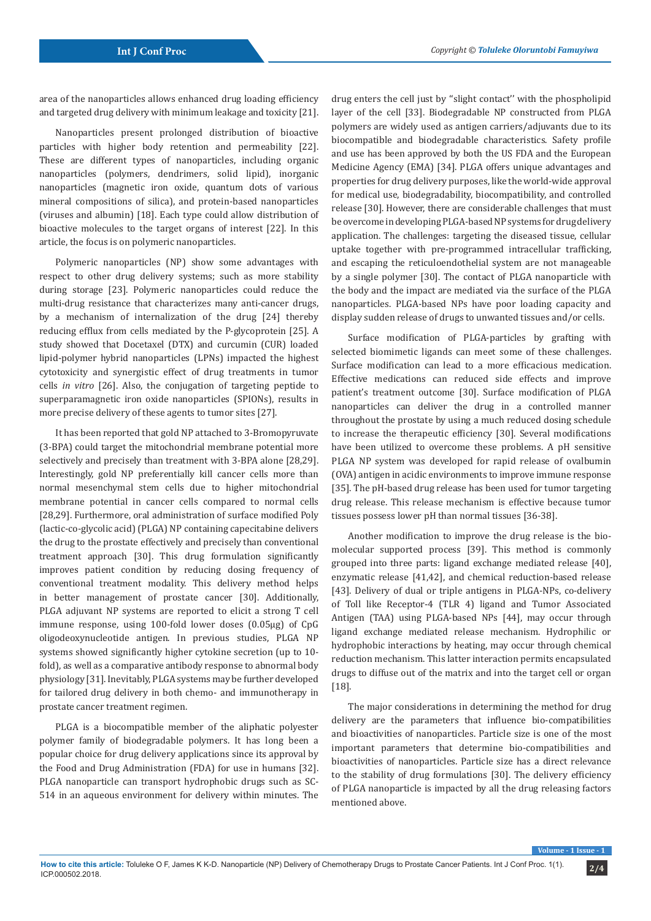area of the nanoparticles allows enhanced drug loading efficiency and targeted drug delivery with minimum leakage and toxicity [21].

Nanoparticles present prolonged distribution of bioactive particles with higher body retention and permeability [22]. These are different types of nanoparticles, including organic nanoparticles (polymers, dendrimers, solid lipid), inorganic nanoparticles (magnetic iron oxide, quantum dots of various mineral compositions of silica), and protein-based nanoparticles (viruses and albumin) [18]. Each type could allow distribution of bioactive molecules to the target organs of interest [22]. In this article, the focus is on polymeric nanoparticles.

Polymeric nanoparticles (NP) show some advantages with respect to other drug delivery systems; such as more stability during storage [23]. Polymeric nanoparticles could reduce the multi-drug resistance that characterizes many anti-cancer drugs, by a mechanism of internalization of the drug [24] thereby reducing efflux from cells mediated by the P-glycoprotein [25]. A study showed that Docetaxel (DTX) and curcumin (CUR) loaded lipid-polymer hybrid nanoparticles (LPNs) impacted the highest cytotoxicity and synergistic effect of drug treatments in tumor cells *in vitro* [26]. Also, the conjugation of targeting peptide to superparamagnetic iron oxide nanoparticles (SPIONs), results in more precise delivery of these agents to tumor sites [27].

It has been reported that gold NP attached to 3-Bromopyruvate (3-BPA) could target the mitochondrial membrane potential more selectively and precisely than treatment with 3-BPA alone [28,29]. Interestingly, gold NP preferentially kill cancer cells more than normal mesenchymal stem cells due to higher mitochondrial membrane potential in cancer cells compared to normal cells [28,29]. Furthermore, oral administration of surface modified Poly (lactic-co-glycolic acid) (PLGA) NP containing capecitabine delivers the drug to the prostate effectively and precisely than conventional treatment approach [30]. This drug formulation significantly improves patient condition by reducing dosing frequency of conventional treatment modality. This delivery method helps in better management of prostate cancer [30]. Additionally, PLGA adjuvant NP systems are reported to elicit a strong T cell immune response, using 100-fold lower doses (0.05μg) of CpG oligodeoxynucleotide antigen. In previous studies, PLGA NP systems showed significantly higher cytokine secretion (up to 10-fold), as well as a comparative antibody response to abnormal body physiology [31]. Inevitably, PLGA systems may be further developed for tailored drug delivery in both chemo- and immunotherapy in prostate cancer treatment regimen.

PLGA is a biocompatible member of the aliphatic polyester polymer family of biodegradable polymers. It has long been a popular choice for drug delivery applications since its approval by the Food and Drug Administration (FDA) for use in humans [32]. PLGA nanoparticle can transport hydrophobic drugs such as SC-514 in an aqueous environment for delivery within minutes. The drug enters the cell just by "slight contact" with the phospholipid layer of the cell [33]. Biodegradable NP constructed from PLGA polymers are widely used as antigen carriers/adjuvants due to its biocompatible and biodegradable characteristics. Safety profile and use has been approved by both the US FDA and the European Medicine Agency (EMA) [34]. PLGA offers unique advantages and properties for drug delivery purposes, like the world-wide approval for medical use, biodegradability, biocompatibility, and controlled release [30]. However, there are considerable challenges that must be overcome in developing PLGA-based NP systems for drug delivery application. The challenges: targeting the diseased tissue, cellular uptake together with pre-programmed intracellular trafficking, and escaping the reticuloendothelial system are not manageable by a single polymer [30]. The contact of PLGA nanoparticle with the body and the impact are mediated via the surface of the PLGA nanoparticles. PLGA-based NPs have poor loading capacity and display sudden release of drugs to unwanted tissues and/or cells.

Surface modification of PLGA-particles by grafting with selected biomimetic ligands can meet some of these challenges. Surface modification can lead to a more efficacious medication. Effective medications can reduced side effects and improve patient's treatment outcome [30]. Surface modification of PLGA nanoparticles can deliver the drug in a controlled manner throughout the prostate by using a much reduced dosing schedule to increase the therapeutic efficiency [30]. Several modifications have been utilized to overcome these problems. A pH sensitive PLGA NP system was developed for rapid release of ovalbumin (OVA) antigen in acidic environments to improve immune response [35]. The pH-based drug release has been used for tumor targeting drug release. This release mechanism is effective because tumor tissues possess lower pH than normal tissues [36-38].

Another modification to improve the drug release is the bio-molecular supported process [39]. This method is commonly grouped into three parts: ligand exchange mediated release [40], enzymatic release [41,42], and chemical reduction-based release [43]. Delivery of dual or triple antigens in PLGA-NPs, co-delivery of Toll like Receptor-4 (TLR 4) ligand and Tumor Associated Antigen (TAA) using PLGA-based NPs [44], may occur through ligand exchange mediated release mechanism. Hydrophilic or hydrophobic interactions by heating, may occur through chemical reduction mechanism. This latter interaction permits encapsulated drugs to diffuse out of the matrix and into the target cell or organ [18].

The major considerations in determining the method for drug delivery are the parameters that influence bio-compatibilities and bioactivities of nanoparticles. Particle size is one of the most important parameters that determine bio-compatibilities and bioactivities of nanoparticles. Particle size has a direct relevance to the stability of drug formulations [30]. The delivery efficiency of PLGA nanoparticle is impacted by all the drug releasing factors mentioned above.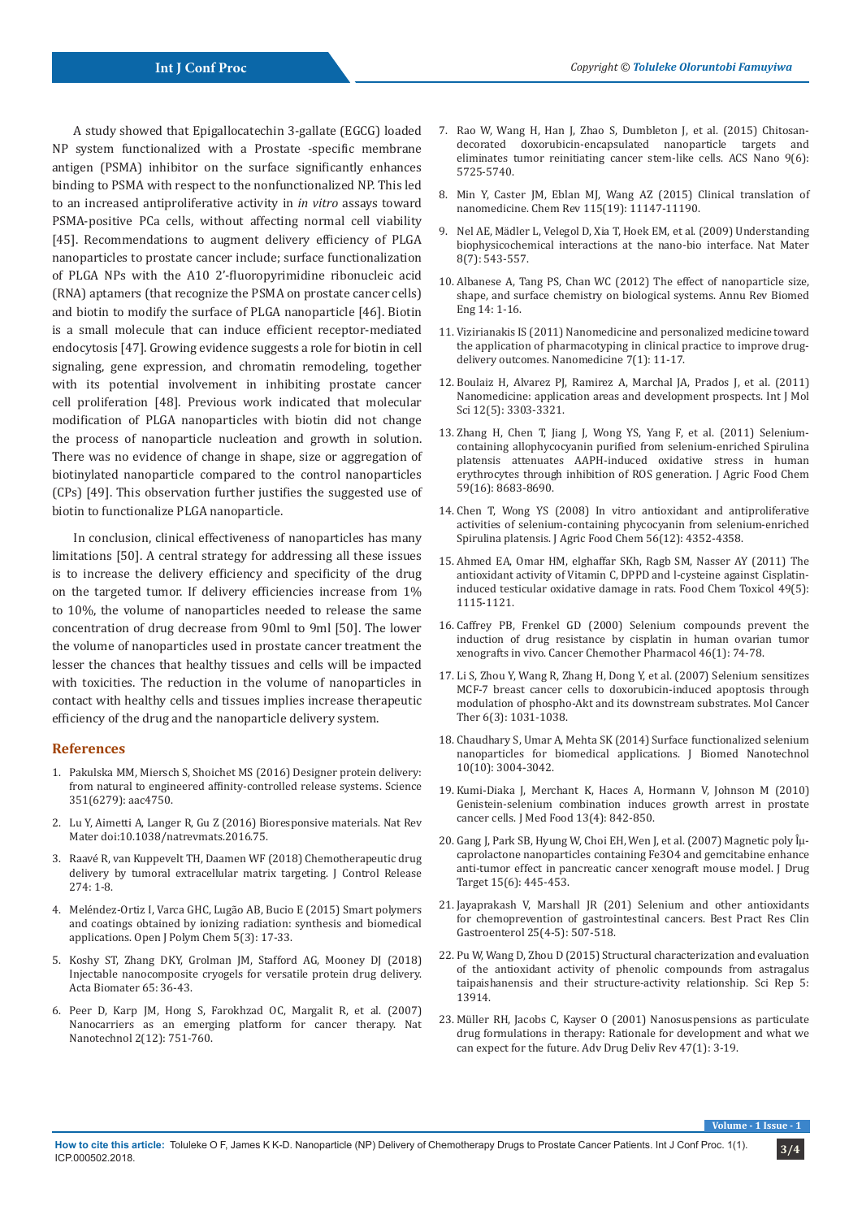A study showed that Epigallocatechin 3-gallate (EGCG) loaded NP system functionalized with a Prostate -specific membrane antigen (PSMA) inhibitor on the surface significantly enhances binding to PSMA with respect to the nonfunctionalized NP. This led to an increased antiproliferative activity in *in vitro* assays toward PSMA-positive PCa cells, without affecting normal cell viability [45]. Recommendations to augment delivery efficiency of PLGA nanoparticles to prostate cancer include; surface functionalization of PLGA NPs with the A10 2'-fluoropyrimidine ribonucleic acid (RNA) aptamers (that recognize the PSMA on prostate cancer cells) and biotin to modify the surface of PLGA nanoparticle [46]. Biotin is a small molecule that can induce efficient receptor-mediated endocytosis [47]. Growing evidence suggests a role for biotin in cell signaling, gene expression, and chromatin remodeling, together with its potential involvement in inhibiting prostate cancer cell proliferation [48]. Previous work indicated that molecular modification of PLGA nanoparticles with biotin did not change the process of nanoparticle nucleation and growth in solution. There was no evidence of change in shape, size or aggregation of biotinylated nanoparticle compared to the control nanoparticles (CPs) [49]. This observation further justifies the suggested use of biotin to functionalize PLGA nanoparticle.

In conclusion, clinical effectiveness of nanoparticles has many limitations [50]. A central strategy for addressing all these issues is to increase the delivery efficiency and specificity of the drug on the targeted tumor. If delivery efficiencies increase from 1% to 10%, the volume of nanoparticles needed to release the same concentration of drug decrease from 90ml to 9ml [50]. The lower the volume of nanoparticles used in prostate cancer treatment the lesser the chances that healthy tissues and cells will be impacted with toxicities. The reduction in the volume of nanoparticles in contact with healthy cells and tissues implies increase therapeutic efficiency of the drug and the nanoparticle delivery system.

## References

1. Pakulska MM, Miersch S, Shoichet MS (2016) Designer protein delivery: from natural to engineered affinity-controlled release systems. Science 351(6279): aac4750.
2. Lu Y, Aimetti A, Langer R, Gu Z (2016) Bioresponsive materials. Nat Rev Mater doi:10.1038/natrevmats.2016.75.
3. Raavé R, van Kuppevelt TH, Daamen WF (2018) Chemotherapeutic drug delivery by tumoral extracellular matrix targeting. J Control Release 274: 1-8.
4. Meléndez-Ortiz I, Varca GHC, Lugão AB, Bucio E (2015) Smart polymers and coatings obtained by ionizing radiation: synthesis and biomedical applications. Open J Polym Chem 5(3): 17-33.
5. Koshy ST, Zhang DKY, Grolman JM, Stafford AG, Mooney DJ (2018) Injectable nanocomposite cryogels for versatile protein drug delivery. Acta Biomater 65: 36-43.
6. Peer D, Karp JM, Hong S, Farokhzad OC, Margalit R, et al. (2007) Nanocarriers as an emerging platform for cancer therapy. Nat Nanotechnol 2(12): 751-760.
7. Rao W, Wang H, Han J, Zhao S, Dumbleton J, et al. (2015) Chitosan-decorated doxorubicin-encapsulated nanoparticle targets and eliminates tumor reinitiating cancer stem-like cells. ACS Nano 9(6): 5725-5740.
8. Min Y, Caster JM, Eblan MJ, Wang AZ (2015) Clinical translation of nanomedicine. Chem Rev 115(19): 11147-11190.
9. Nel AE, Mädler L, Velegol D, Xia T, Hoek EM, et al. (2009) Understanding biophysicochemical interactions at the nano-bio interface. Nat Mater 8(7): 543-557.
10. Albanese A, Tang PS, Chan WC (2012) The effect of nanoparticle size, shape, and surface chemistry on biological systems. Annu Rev Biomed Eng 14: 1-16.
11. Vizirianakis IS (2011) Nanomedicine and personalized medicine toward the application of pharmacotyping in clinical practice to improve drug-delivery outcomes. Nanomedicine 7(1): 11-17.
12. Boulaiz H, Alvarez PJ, Ramirez A, Marchal JA, Prados J, et al. (2011) Nanomedicine: application areas and development prospects. Int J Mol Sci 12(5): 3303-3321.
13. Zhang H, Chen T, Jiang J, Wong YS, Yang F, et al. (2011) Selenium-containing allophycocyanin purified from selenium-enriched Spirulina platensis attenuates AAPH-induced oxidative stress in human erythrocytes through inhibition of ROS generation. J Agric Food Chem 59(16): 8683-8690.
14. Chen T, Wong YS (2008) In vitro antioxidant and antiproliferative activities of selenium-containing phycocyanin from selenium-enriched Spirulina platensis. J Agric Food Chem 56(12): 4352-4358.
15. Ahmed EA, Omar HM, elghaffar SKh, Ragb SM, Nasser AY (2011) The antioxidant activity of Vitamin C, DPPD and l-cysteine against Cisplatin-induced testicular oxidative damage in rats. Food Chem Toxicol 49(5): 1115-1121.
16. Caffrey PB, Frenkel GD (2000) Selenium compounds prevent the induction of drug resistance by cisplatin in human ovarian tumor xenografts in vivo. Cancer Chemother Pharmacol 46(1): 74-78.
17. Li S, Zhou Y, Wang R, Zhang H, Dong Y, et al. (2007) Selenium sensitizes MCF-7 breast cancer cells to doxorubicin-induced apoptosis through modulation of phospho-Akt and its downstream substrates. Mol Cancer Ther 6(3): 1031-1038.
18. Chaudhary S, Umar A, Mehta SK (2014) Surface functionalized selenium nanoparticles for biomedical applications. J Biomed Nanotechnol 10(10): 3004-3042.
19. Kumi-Diaka J, Merchant K, Haces A, Hormann V, Johnson M (2010) Genistein-selenium combination induces growth arrest in prostate cancer cells. J Med Food 13(4): 842-850.
20. Gang J, Park SB, Hyung W, Choi EH, Wen J, et al. (2007) Magnetic poly Îµ-caprolactone nanoparticles containing Fe3O4 and gemcitabine enhance anti-tumor effect in pancreatic cancer xenograft mouse model. J Drug Target 15(6): 445-453.
21. Jayaprakash V, Marshall JR (201) Selenium and other antioxidants for chemoprevention of gastrointestinal cancers. Best Pract Res Clin Gastroenterol 25(4-5): 507-518.
22. Pu W, Wang D, Zhou D (2015) Structural characterization and evaluation of the antioxidant activity of phenolic compounds from astragalus taipaishanensis and their structure-activity relationship. Sci Rep 5: 13914.
23. Müller RH, Jacobs C, Kayser O (2001) Nanosuspensions as particulate drug formulations in therapy: Rationale for development and what we can expect for the future. Adv Drug Deliv Rev 47(1): 3-19.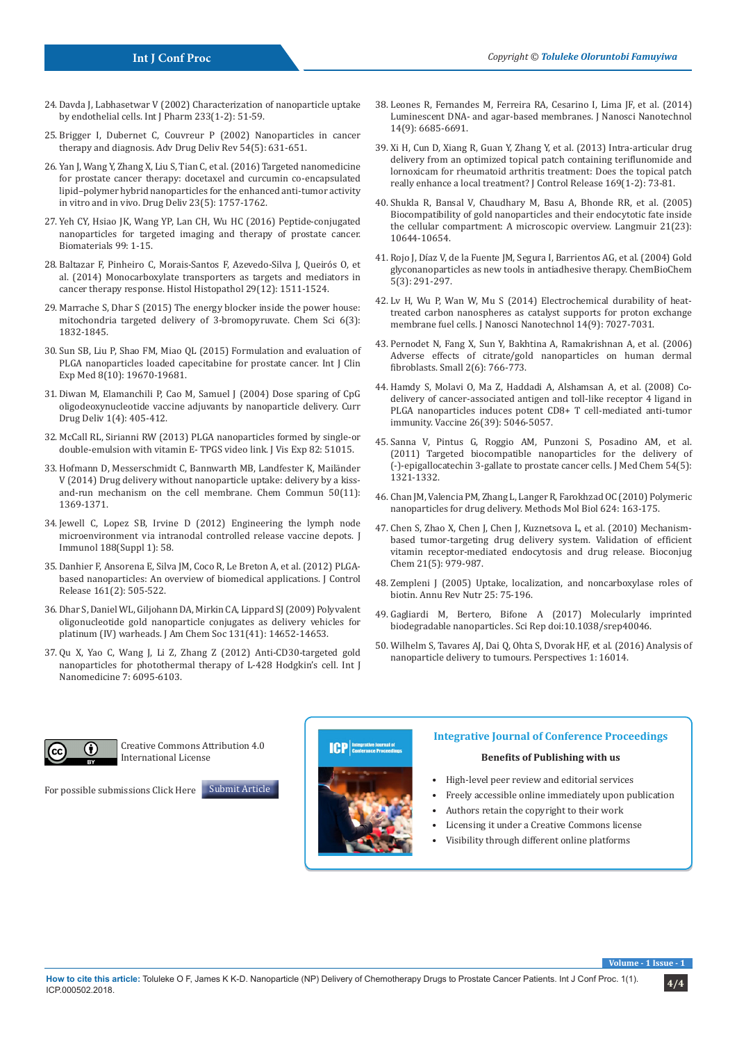24. Davda J, Labhasetwar V (2002) Characterization of nanoparticle uptake by endothelial cells. Int J Pharm 233(1-2): 51-59.

25. Brigger I, Dubernet C, Couvreur P (2002) Nanoparticles in cancer therapy and diagnosis. Adv Drug Deliv Rev 54(5): 631-651.

26. Yan J, Wang Y, Zhang X, Liu S, Tian C, et al. (2016) Targeted nanomedicine for prostate cancer therapy: docetaxel and curcumin co-encapsulated lipid–polymer hybrid nanoparticles for the enhanced anti-tumor activity in vitro and in vivo. Drug Deliv 23(5): 1757-1762.

27. Yeh CY, Hsiao JK, Wang YP, Lan CH, Wu HC (2016) Peptide-conjugated nanoparticles for targeted imaging and therapy of prostate cancer. Biomaterials 99: 1-15.

28. Baltazar F, Pinheiro C, Morais-Santos F, Azevedo-Silva J, Queirós O, et al. (2014) Monocarboxylate transporters as targets and mediators in cancer therapy response. Histol Histopathol 29(12): 1511-1524.

29. Marrache S, Dhar S (2015) The energy blocker inside the power house: mitochondria targeted delivery of 3-bromopyruvate. Chem Sci 6(3): 1832-1845.

30. Sun SB, Liu P, Shao FM, Miao QL (2015) Formulation and evaluation of PLGA nanoparticles loaded capecitabine for prostate cancer. Int J Clin Exp Med 8(10): 19670-19681.

31. Diwan M, Elamanchili P, Cao M, Samuel J (2004) Dose sparing of CpG oligodeoxynucleotide vaccine adjuvants by nanoparticle delivery. Curr Drug Deliv 1(4): 405-412.

32. McCall RL, Sirianni RW (2013) PLGA nanoparticles formed by single-or double-emulsion with vitamin E- TPGS video link. J Vis Exp 82: 51015.

33. Hofmann D, Messerschmidt C, Bannwarth MB, Landfester K, Mailänder V (2014) Drug delivery without nanoparticle uptake: delivery by a kiss-and-run mechanism on the cell membrane. Chem Commun 50(11): 1369-1371.

34. Jewell C, Lopez SB, Irvine D (2012) Engineering the lymph node microenvironment via intranodal controlled release vaccine depots. J Immunol 188(Suppl 1): 58.

35. Danhier F, Ansorena E, Silva JM, Coco R, Le Breton A, et al. (2012) PLGA-based nanoparticles: An overview of biomedical applications. J Control Release 161(2): 505-522.

36. Dhar S, Daniel WL, Giljohann DA, Mirkin CA, Lippard SJ (2009) Polyvalent oligonucleotide gold nanoparticle conjugates as delivery vehicles for platinum (IV) warheads. J Am Chem Soc 131(41): 14652-14653.

37. Qu X, Yao C, Wang J, Li Z, Zhang Z (2012) Anti-CD30-targeted gold nanoparticles for photothermal therapy of L-428 Hodgkin's cell. Int J Nanomedicine 7: 6095-6103.

38. Leones R, Fernandes M, Ferreira RA, Cesarino I, Lima JF, et al. (2014) Luminescent DNA- and agar-based membranes. J Nanosci Nanotechnol 14(9): 6685-6691.

39. Xi H, Cun D, Xiang R, Guan Y, Zhang Y, et al. (2013) Intra-articular drug delivery from an optimized topical patch containing teriflunomide and lornoxicam for rheumatoid arthritis treatment: Does the topical patch really enhance a local treatment? J Control Release 169(1-2): 73-81.

40. Shukla R, Bansal V, Chaudhary M, Basu A, Bhonde RR, et al. (2005) Biocompatibility of gold nanoparticles and their endocytotic fate inside the cellular compartment: A microscopic overview. Langmuir 21(23): 10644-10654.

41. Rojo J, Díaz V, de la Fuente JM, Segura I, Barrientos AG, et al. (2004) Gold glyconanoparticles as new tools in antiadhesive therapy. ChemBioChem 5(3): 291-297.

42. Lv H, Wu P, Wan W, Mu S (2014) Electrochemical durability of heat-treated carbon nanospheres as catalyst supports for proton exchange membrane fuel cells. J Nanosci Nanotechnol 14(9): 7027-7031.

43. Pernodet N, Fang X, Sun Y, Bakhtina A, Ramakrishnan A, et al. (2006) Adverse effects of citrate/gold nanoparticles on human dermal fibroblasts. Small 2(6): 766-773.

44. Hamdy S, Molavi O, Ma Z, Haddadi A, Alshamsan A, et al. (2008) Co-delivery of cancer-associated antigen and toll-like receptor 4 ligand in PLGA nanoparticles induces potent CD8+ T cell-mediated anti-tumor immunity. Vaccine 26(39): 5046-5057.

45. Sanna V, Pintus G, Roggio AM, Punzoni S, Posadino AM, et al. (2011) Targeted biocompatible nanoparticles for the delivery of (-)-epigallocatechin 3-gallate to prostate cancer cells. J Med Chem 54(5): 1321-1332.

46. Chan JM, Valencia PM, Zhang L, Langer R, Farokhzad OC (2010) Polymeric nanoparticles for drug delivery. Methods Mol Biol 624: 163-175.

47. Chen S, Zhao X, Chen J, Chen J, Kuznetsova L, et al. (2010) Mechanism-based tumor-targeting drug delivery system. Validation of efficient vitamin receptor-mediated endocytosis and drug release. Bioconjug Chem 21(5): 979-987.

48. Zempleni J (2005) Uptake, localization, and noncarboxylase roles of biotin. Annu Rev Nutr 25: 75-196.

49. Gagliardi M, Bertero, Bifone A (2017) Molecularly imprinted biodegradable nanoparticles. Sci Rep doi:10.1038/srep40046.

50. Wilhelm S, Tavares AJ, Dai Q, Ohta S, Dvorak HF, et al. (2016) Analysis of nanoparticle delivery to tumours. Perspectives 1: 16014.

Creative Commons Attribution 4.0 International License

For possible submissions Click Here Submit Article

**Integrative Journal of Conference Proceedings**

**Benefits of Publishing with us**

- High-level peer review and editorial services
- Freely accessible online immediately upon publication
- Authors retain the copyright to their work
- Licensing it under a Creative Commons license
- Visibility through different online platforms

**How to cite this article:** Toluleke O F, James K K-D. Nanoparticle (NP) Delivery of Chemotherapy Drugs to Prostate Cancer Patients. Int J Conf Proc. 1(1). ICP.000502.2018.